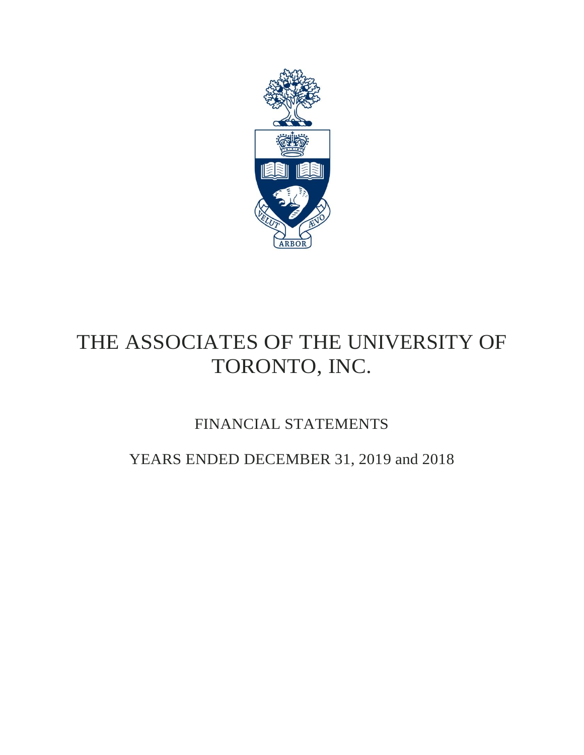# THE ASSOCIATES OF THE UNIVERSITY OF TORONTO, INC.

## FINANCIAL STATEMENTS

## YEARS ENDED DECEMBER 31, 2019 and 2018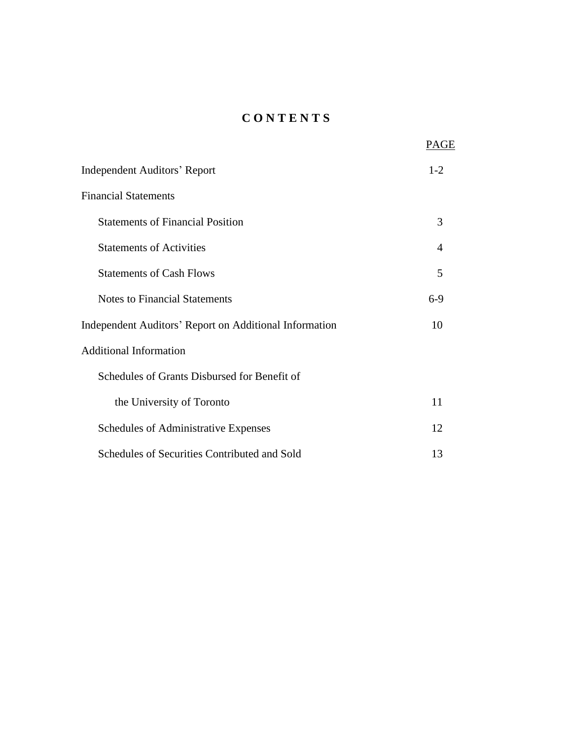# C O N T E N T S

| | PAGE |
|---|---|
| Independent Auditors' Report | 1-2 |
| Financial Statements | |
| Statements of Financial Position | 3 |
| Statements of Activities | 4 |
| Statements of Cash Flows | 5 |
| Notes to Financial Statements | 6-9 |
| Independent Auditors' Report on Additional Information | 10 |
| Additional Information | |
| Schedules of Grants Disbursed for Benefit of the University of Toronto | 11 |
| Schedules of Administrative Expenses | 12 |
| Schedules of Securities Contributed and Sold | 13 |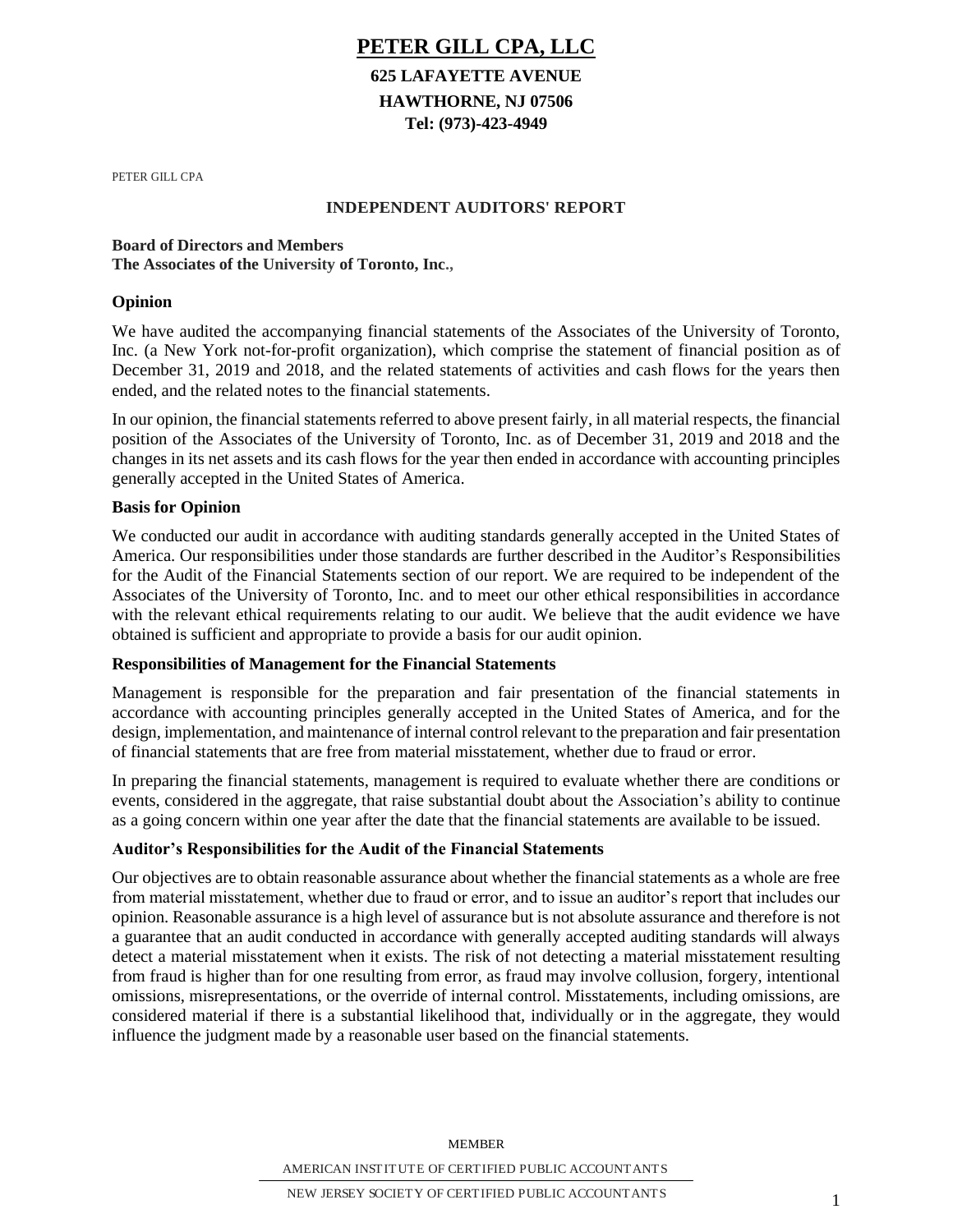# PETER GILL CPA, LLC

**625 LAFAYETTE AVENUE**

**HAWTHORNE, NJ 07506**

**Tel: (973)-423-4949**

PETER GILL CPA

## INDEPENDENT AUDITORS' REPORT

**Board of Directors and Members**
**The Associates of the University of Toronto, Inc.,**

### Opinion

We have audited the accompanying financial statements of the Associates of the University of Toronto, Inc. (a New York not-for-profit organization), which comprise the statement of financial position as of December 31, 2019 and 2018, and the related statements of activities and cash flows for the years then ended, and the related notes to the financial statements.

In our opinion, the financial statements referred to above present fairly, in all material respects, the financial position of the Associates of the University of Toronto, Inc. as of December 31, 2019 and 2018 and the changes in its net assets and its cash flows for the year then ended in accordance with accounting principles generally accepted in the United States of America.

### Basis for Opinion

We conducted our audit in accordance with auditing standards generally accepted in the United States of America. Our responsibilities under those standards are further described in the Auditor's Responsibilities for the Audit of the Financial Statements section of our report. We are required to be independent of the Associates of the University of Toronto, Inc. and to meet our other ethical responsibilities in accordance with the relevant ethical requirements relating to our audit. We believe that the audit evidence we have obtained is sufficient and appropriate to provide a basis for our audit opinion.

### Responsibilities of Management for the Financial Statements

Management is responsible for the preparation and fair presentation of the financial statements in accordance with accounting principles generally accepted in the United States of America, and for the design, implementation, and maintenance of internal control relevant to the preparation and fair presentation of financial statements that are free from material misstatement, whether due to fraud or error.

In preparing the financial statements, management is required to evaluate whether there are conditions or events, considered in the aggregate, that raise substantial doubt about the Association's ability to continue as a going concern within one year after the date that the financial statements are available to be issued.

### Auditor's Responsibilities for the Audit of the Financial Statements

Our objectives are to obtain reasonable assurance about whether the financial statements as a whole are free from material misstatement, whether due to fraud or error, and to issue an auditor's report that includes our opinion. Reasonable assurance is a high level of assurance but is not absolute assurance and therefore is not a guarantee that an audit conducted in accordance with generally accepted auditing standards will always detect a material misstatement when it exists. The risk of not detecting a material misstatement resulting from fraud is higher than for one resulting from error, as fraud may involve collusion, forgery, intentional omissions, misrepresentations, or the override of internal control. Misstatements, including omissions, are considered material if there is a substantial likelihood that, individually or in the aggregate, they would influence the judgment made by a reasonable user based on the financial statements.

MEMBER

AMERICAN INSTITUTE OF CERTIFIED PUBLIC ACCOUNTANTS

NEW JERSEY SOCIETY OF CERTIFIED PUBLIC ACCOUNTANTS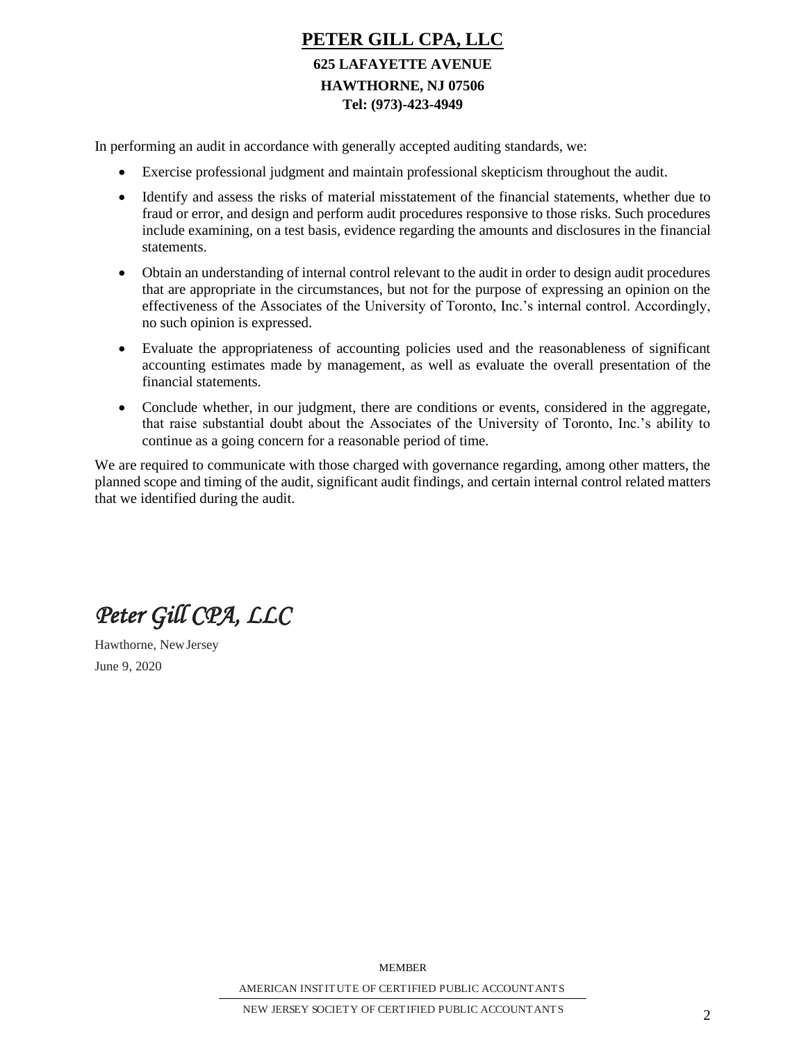**PETER GILL CPA, LLC**

**625 LAFAYETTE AVENUE**

**HAWTHORNE, NJ 07506**

**Tel: (973)-423-4949**

In performing an audit in accordance with generally accepted auditing standards, we:

- Exercise professional judgment and maintain professional skepticism throughout the audit.
- Identify and assess the risks of material misstatement of the financial statements, whether due to fraud or error, and design and perform audit procedures responsive to those risks. Such procedures include examining, on a test basis, evidence regarding the amounts and disclosures in the financial statements.
- Obtain an understanding of internal control relevant to the audit in order to design audit procedures that are appropriate in the circumstances, but not for the purpose of expressing an opinion on the effectiveness of the Associates of the University of Toronto, Inc.'s internal control. Accordingly, no such opinion is expressed.
- Evaluate the appropriateness of accounting policies used and the reasonableness of significant accounting estimates made by management, as well as evaluate the overall presentation of the financial statements.
- Conclude whether, in our judgment, there are conditions or events, considered in the aggregate, that raise substantial doubt about the Associates of the University of Toronto, Inc.'s ability to continue as a going concern for a reasonable period of time.

We are required to communicate with those charged with governance regarding, among other matters, the planned scope and timing of the audit, significant audit findings, and certain internal control related matters that we identified during the audit.

*Peter Gill CPA, LLC*

Hawthorne, New Jersey

June 9, 2020

MEMBER

AMERICAN INSTITUTE OF CERTIFIED PUBLIC ACCOUNTANTS

NEW JERSEY SOCIETY OF CERTIFIED PUBLIC ACCOUNTANTS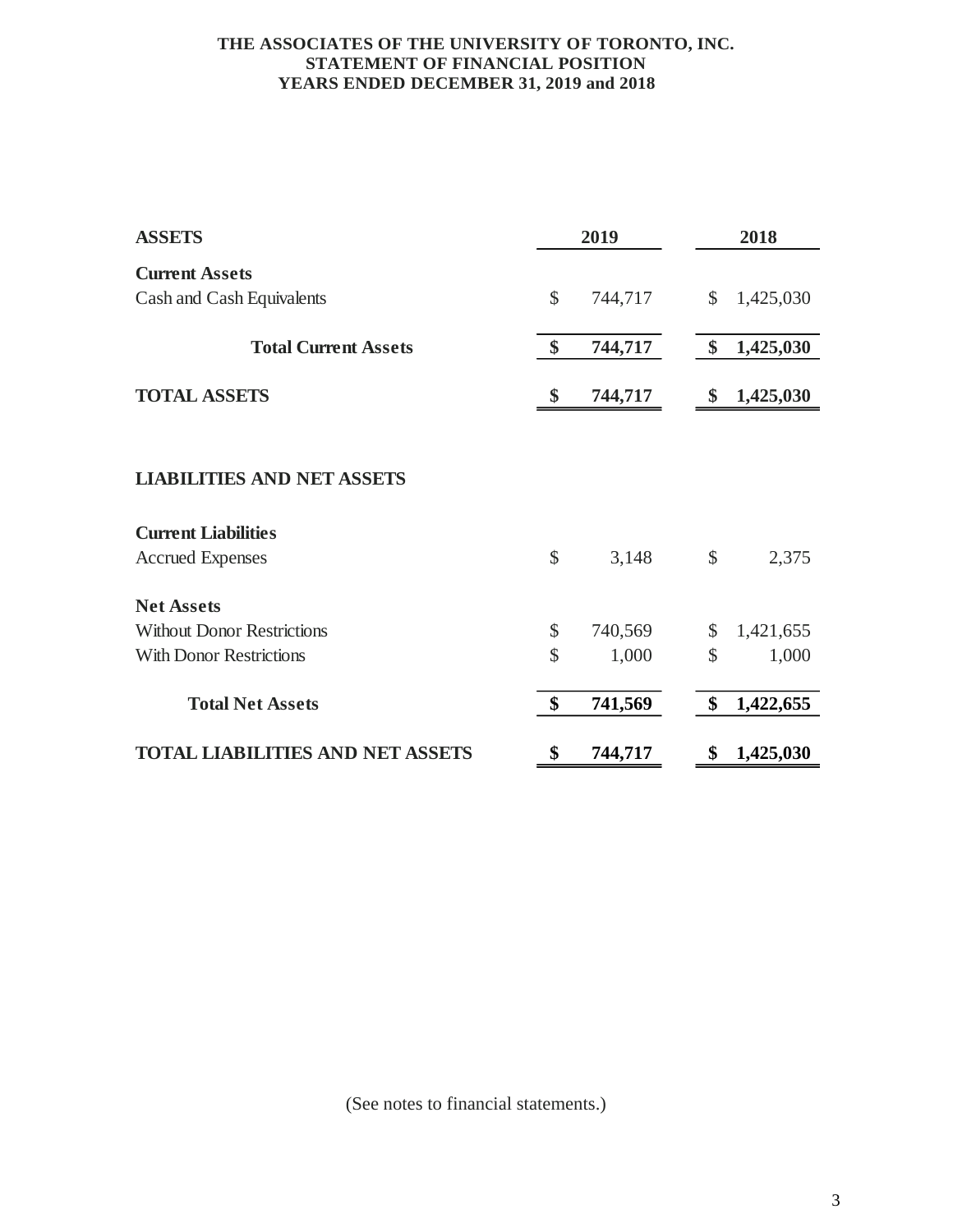**THE ASSOCIATES OF THE UNIVERSITY OF TORONTO, INC.**
**STATEMENT OF FINANCIAL POSITION**
**YEARS ENDED DECEMBER 31, 2019 and 2018**

| **ASSETS** | **2019** | **2018** |
|---|---|---|
| **Current Assets** | | |
| Cash and Cash Equivalents | $ 744,717 | $ 1,425,030 |
| **Total Current Assets** | **$ 744,717** | **$ 1,425,030** |
| **TOTAL ASSETS** | **$ 744,717** | **$ 1,425,030** |
| | | |
| **LIABILITIES AND NET ASSETS** | | |
| **Current Liabilities** | | |
| Accrued Expenses | $ 3,148 | $ 2,375 |
| **Net Assets** | | |
| Without Donor Restrictions | $ 740,569 | $ 1,421,655 |
| With Donor Restrictions | $ 1,000 | $ 1,000 |
| **Total Net Assets** | **$ 741,569** | **$ 1,422,655** |
| **TOTAL LIABILITIES AND NET ASSETS** | **$ 744,717** | **$ 1,425,030** |

(See notes to financial statements.)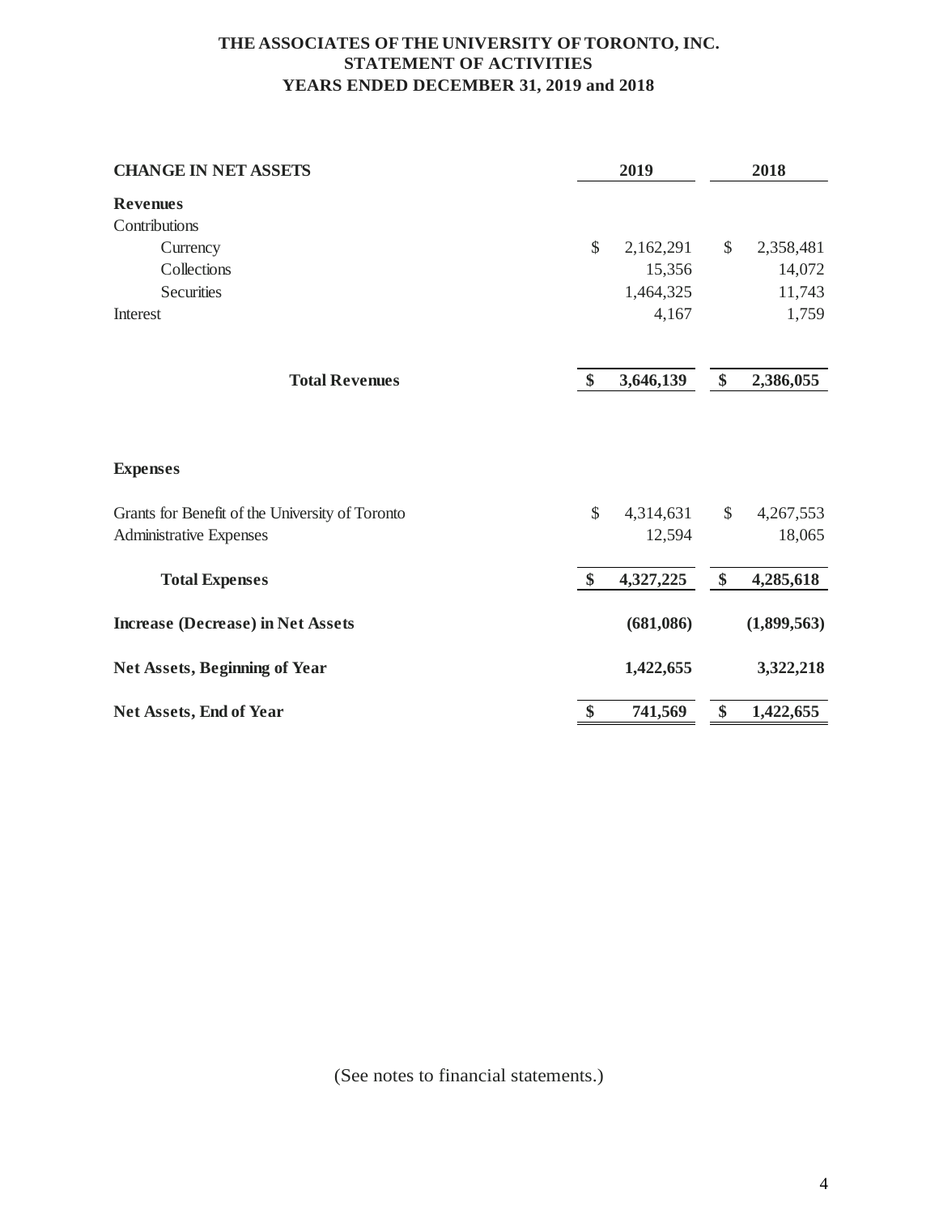**THE ASSOCIATES OF THE UNIVERSITY OF TORONTO, INC.**
**STATEMENT OF ACTIVITIES**
**YEARS ENDED DECEMBER 31, 2019 and 2018**

| **CHANGE IN NET ASSETS** | **2019** | **2018** |
|---|---|---|
| **Revenues** | | |
| Contributions | | |
| Currency | $ 2,162,291 | $ 2,358,481 |
| Collections | 15,356 | 14,072 |
| Securities | 1,464,325 | 11,743 |
| Interest | 4,167 | 1,759 |
| **Total Revenues** | **$ 3,646,139** | **$ 2,386,055** |
| | | |
| **Expenses** | | |
| Grants for Benefit of the University of Toronto | $ 4,314,631 | $ 4,267,553 |
| Administrative Expenses | 12,594 | 18,065 |
| **Total Expenses** | **$ 4,327,225** | **$ 4,285,618** |
| **Increase (Decrease) in Net Assets** | **(681,086)** | **(1,899,563)** |
| **Net Assets, Beginning of Year** | **1,422,655** | **3,322,218** |
| **Net Assets, End of Year** | **$ 741,569** | **$ 1,422,655** |

(See notes to financial statements.)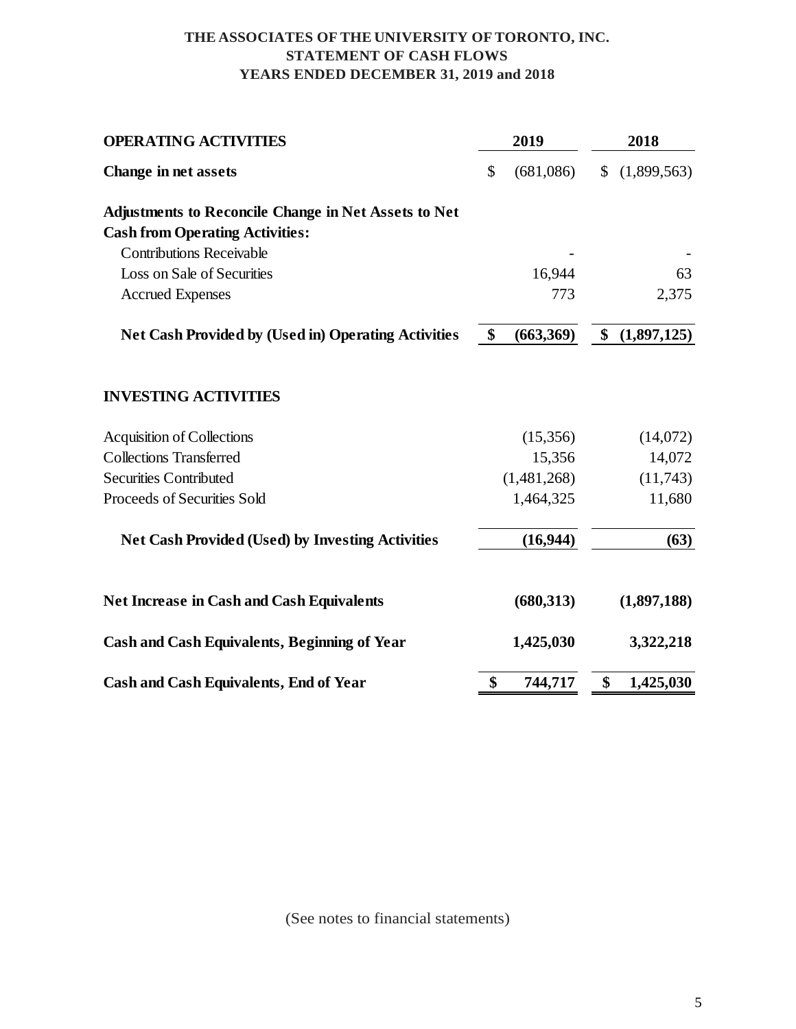# THE ASSOCIATES OF THE UNIVERSITY OF TORONTO, INC.
## STATEMENT OF CASH FLOWS
### YEARS ENDED DECEMBER 31, 2019 and 2018

| | 2019 | 2018 |
|---|---|---|
| **OPERATING ACTIVITIES** | | |
| **Change in net assets** | $ (681,086) | $ (1,899,563) |
| **Adjustments to Reconcile Change in Net Assets to Net Cash from Operating Activities:** | | |
| Contributions Receivable | - | - |
| Loss on Sale of Securities | 16,944 | 63 |
| Accrued Expenses | 773 | 2,375 |
| **Net Cash Provided by (Used in) Operating Activities** | **$ (663,369)** | **$ (1,897,125)** |
| **INVESTING ACTIVITIES** | | |
| Acquisition of Collections | (15,356) | (14,072) |
| Collections Transferred | 15,356 | 14,072 |
| Securities Contributed | (1,481,268) | (11,743) |
| Proceeds of Securities Sold | 1,464,325 | 11,680 |
| **Net Cash Provided (Used) by Investing Activities** | **(16,944)** | **(63)** |
| **Net Increase in Cash and Cash Equivalents** | **(680,313)** | **(1,897,188)** |
| **Cash and Cash Equivalents, Beginning of Year** | **1,425,030** | **3,322,218** |
| **Cash and Cash Equivalents, End of Year** | **$ 744,717** | **$ 1,425,030** |

(See notes to financial statements)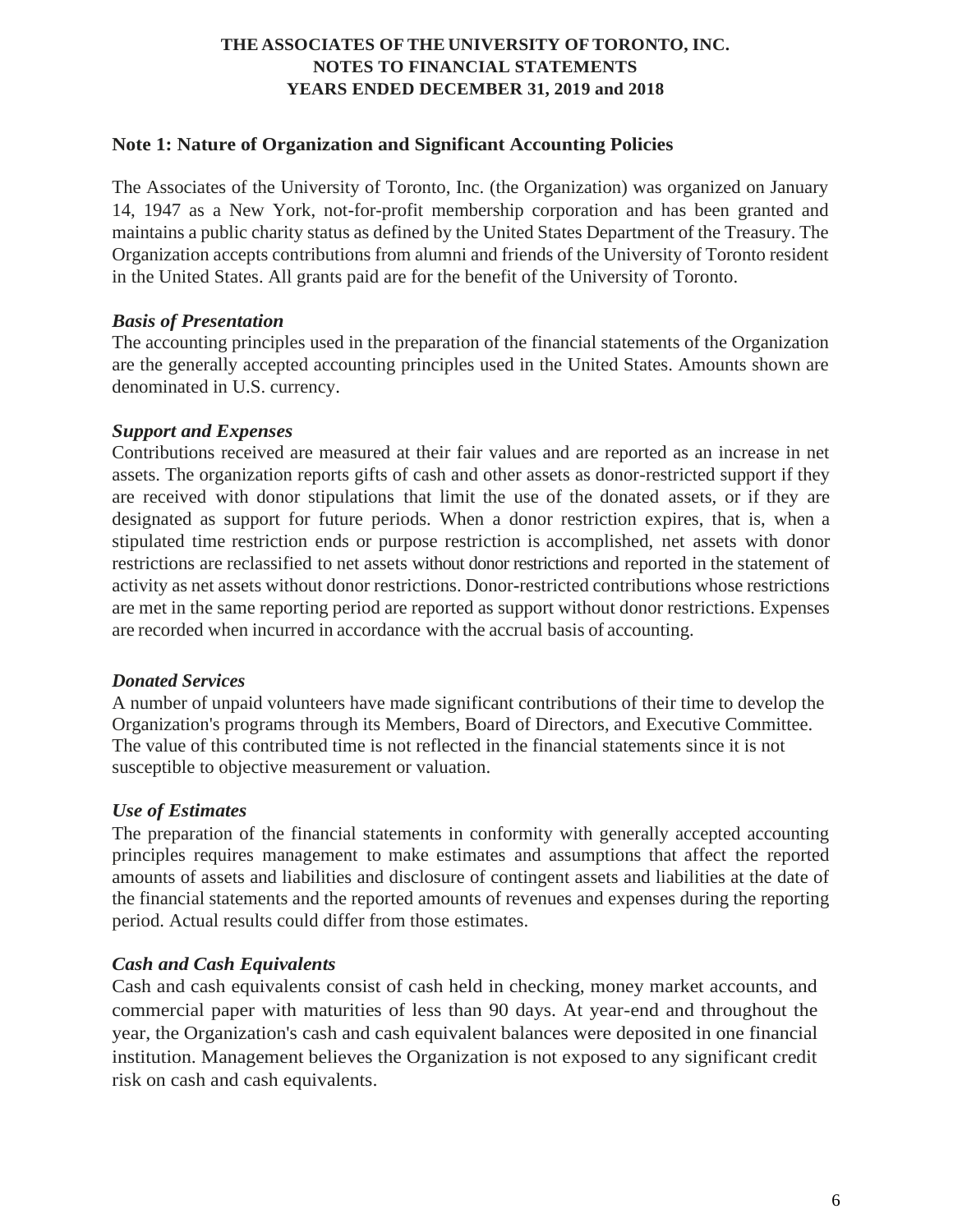# THE ASSOCIATES OF THE UNIVERSITY OF TORONTO, INC.
## NOTES TO FINANCIAL STATEMENTS
## YEARS ENDED DECEMBER 31, 2019 and 2018

### Note 1: Nature of Organization and Significant Accounting Policies

The Associates of the University of Toronto, Inc. (the Organization) was organized on January 14, 1947 as a New York, not-for-profit membership corporation and has been granted and maintains a public charity status as defined by the United States Department of the Treasury. The Organization accepts contributions from alumni and friends of the University of Toronto resident in the United States. All grants paid are for the benefit of the University of Toronto.

***Basis of Presentation***

The accounting principles used in the preparation of the financial statements of the Organization are the generally accepted accounting principles used in the United States. Amounts shown are denominated in U.S. currency.

***Support and Expenses***

Contributions received are measured at their fair values and are reported as an increase in net assets. The organization reports gifts of cash and other assets as donor-restricted support if they are received with donor stipulations that limit the use of the donated assets, or if they are designated as support for future periods. When a donor restriction expires, that is, when a stipulated time restriction ends or purpose restriction is accomplished, net assets with donor restrictions are reclassified to net assets without donor restrictions and reported in the statement of activity as net assets without donor restrictions. Donor-restricted contributions whose restrictions are met in the same reporting period are reported as support without donor restrictions. Expenses are recorded when incurred in accordance with the accrual basis of accounting.

***Donated Services***

A number of unpaid volunteers have made significant contributions of their time to develop the Organization's programs through its Members, Board of Directors, and Executive Committee. The value of this contributed time is not reflected in the financial statements since it is not susceptible to objective measurement or valuation.

***Use of Estimates***

The preparation of the financial statements in conformity with generally accepted accounting principles requires management to make estimates and assumptions that affect the reported amounts of assets and liabilities and disclosure of contingent assets and liabilities at the date of the financial statements and the reported amounts of revenues and expenses during the reporting period. Actual results could differ from those estimates.

***Cash and Cash Equivalents***

Cash and cash equivalents consist of cash held in checking, money market accounts, and commercial paper with maturities of less than 90 days. At year-end and throughout the year, the Organization's cash and cash equivalent balances were deposited in one financial institution. Management believes the Organization is not exposed to any significant credit risk on cash and cash equivalents.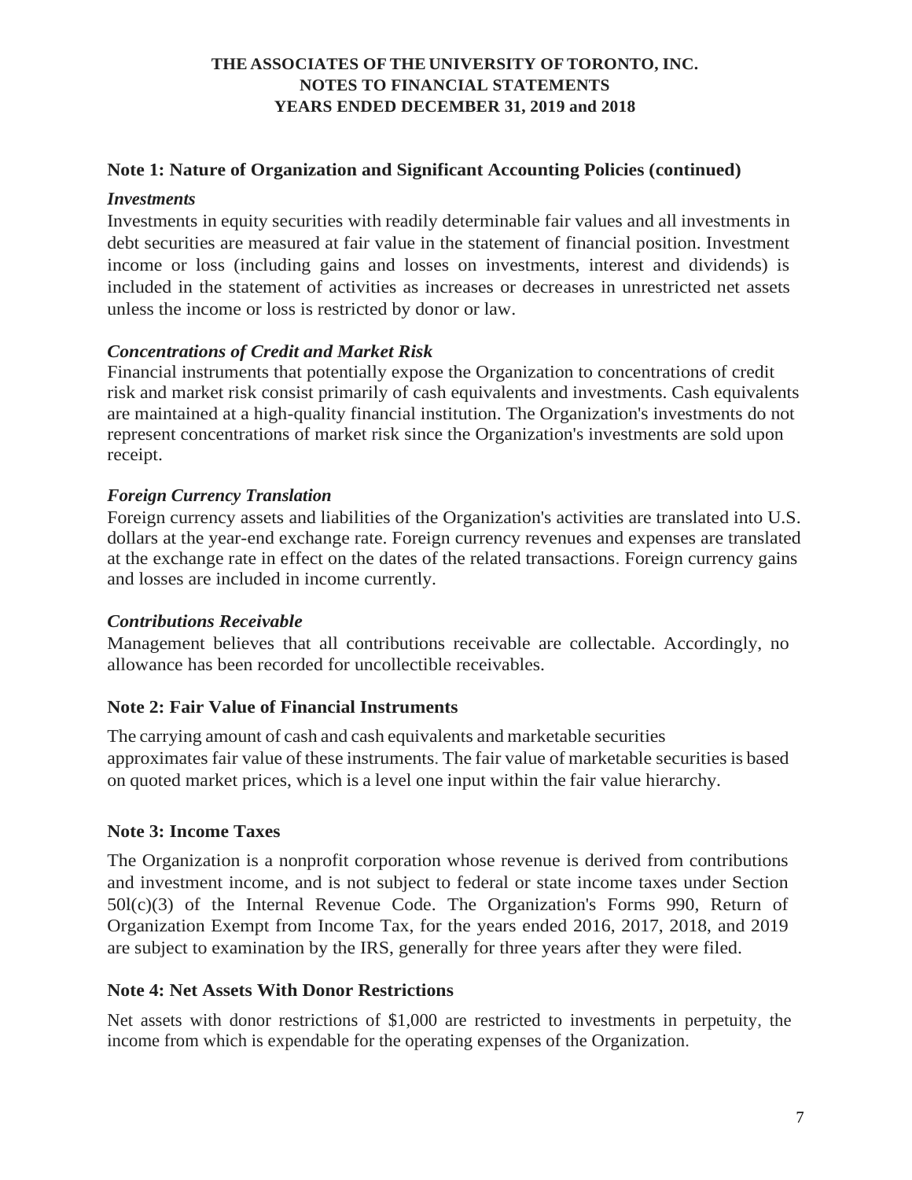## Note 1: Nature of Organization and Significant Accounting Policies (continued)

### *Investments*

Investments in equity securities with readily determinable fair values and all investments in debt securities are measured at fair value in the statement of financial position. Investment income or loss (including gains and losses on investments, interest and dividends) is included in the statement of activities as increases or decreases in unrestricted net assets unless the income or loss is restricted by donor or law.

### *Concentrations of Credit and Market Risk*

Financial instruments that potentially expose the Organization to concentrations of credit risk and market risk consist primarily of cash equivalents and investments. Cash equivalents are maintained at a high-quality financial institution. The Organization's investments do not represent concentrations of market risk since the Organization's investments are sold upon receipt.

### *Foreign Currency Translation*

Foreign currency assets and liabilities of the Organization's activities are translated into U.S. dollars at the year-end exchange rate. Foreign currency revenues and expenses are translated at the exchange rate in effect on the dates of the related transactions. Foreign currency gains and losses are included in income currently.

### *Contributions Receivable*

Management believes that all contributions receivable are collectable. Accordingly, no allowance has been recorded for uncollectible receivables.

## Note 2: Fair Value of Financial Instruments

The carrying amount of cash and cash equivalents and marketable securities approximates fair value of these instruments. The fair value of marketable securities is based on quoted market prices, which is a level one input within the fair value hierarchy.

## Note 3: Income Taxes

The Organization is a nonprofit corporation whose revenue is derived from contributions and investment income, and is not subject to federal or state income taxes under Section 50l(c)(3) of the Internal Revenue Code. The Organization's Forms 990, Return of Organization Exempt from Income Tax, for the years ended 2016, 2017, 2018, and 2019 are subject to examination by the IRS, generally for three years after they were filed.

## Note 4: Net Assets With Donor Restrictions

Net assets with donor restrictions of $1,000 are restricted to investments in perpetuity, the income from which is expendable for the operating expenses of the Organization.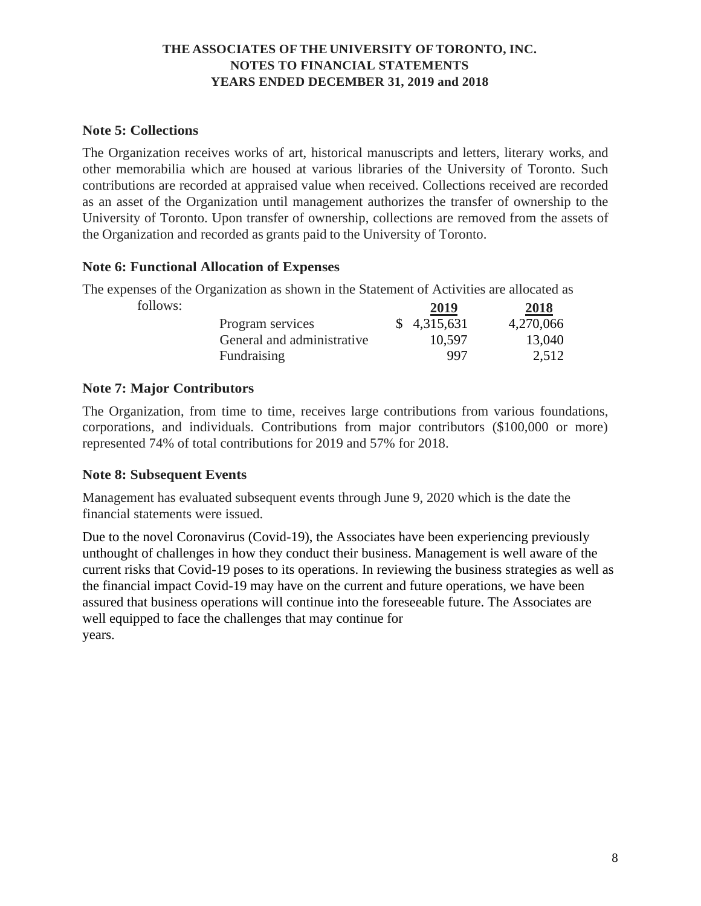**THE ASSOCIATES OF THE UNIVERSITY OF TORONTO, INC.**
**NOTES TO FINANCIAL STATEMENTS**
**YEARS ENDED DECEMBER 31, 2019 and 2018**

### Note 5: Collections

The Organization receives works of art, historical manuscripts and letters, literary works, and other memorabilia which are housed at various libraries of the University of Toronto. Such contributions are recorded at appraised value when received. Collections received are recorded as an asset of the Organization until management authorizes the transfer of ownership to the University of Toronto. Upon transfer of ownership, collections are removed from the assets of the Organization and recorded as grants paid to the University of Toronto.

### Note 6: Functional Allocation of Expenses

The expenses of the Organization as shown in the Statement of Activities are allocated as follows:

| | 2019 | 2018 |
|---|---|---|
| Program services | $ 4,315,631 | 4,270,066 |
| General and administrative | 10,597 | 13,040 |
| Fundraising | 997 | 2,512 |

### Note 7: Major Contributors

The Organization, from time to time, receives large contributions from various foundations, corporations, and individuals. Contributions from major contributors ($100,000 or more) represented 74% of total contributions for 2019 and 57% for 2018.

### Note 8: Subsequent Events

Management has evaluated subsequent events through June 9, 2020 which is the date the financial statements were issued.

Due to the novel Coronavirus (Covid-19), the Associates have been experiencing previously unthought of challenges in how they conduct their business. Management is well aware of the current risks that Covid-19 poses to its operations. In reviewing the business strategies as well as the financial impact Covid-19 may have on the current and future operations, we have been assured that business operations will continue into the foreseeable future. The Associates are well equipped to face the challenges that may continue for years.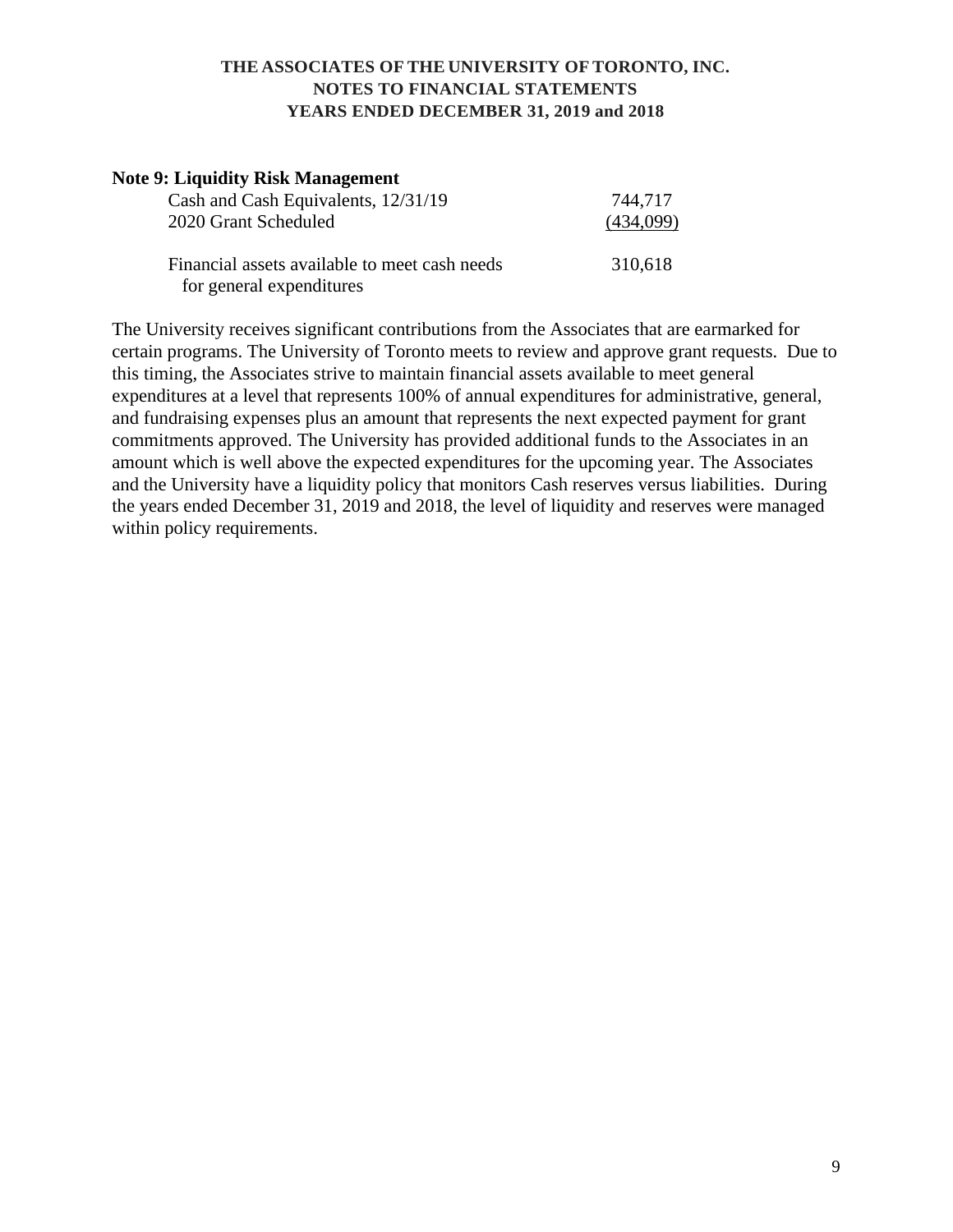**THE ASSOCIATES OF THE UNIVERSITY OF TORONTO, INC.**
**NOTES TO FINANCIAL STATEMENTS**
**YEARS ENDED DECEMBER 31, 2019 and 2018**

**Note 9: Liquidity Risk Management**

| | |
|---|---|
| Cash and Cash Equivalents, 12/31/19 | 744,717 |
| 2020 Grant Scheduled | (434,099) |
| Financial assets available to meet cash needs for general expenditures | 310,618 |

The University receives significant contributions from the Associates that are earmarked for certain programs. The University of Toronto meets to review and approve grant requests. Due to this timing, the Associates strive to maintain financial assets available to meet general expenditures at a level that represents 100% of annual expenditures for administrative, general, and fundraising expenses plus an amount that represents the next expected payment for grant commitments approved. The University has provided additional funds to the Associates in an amount which is well above the expected expenditures for the upcoming year. The Associates and the University have a liquidity policy that monitors Cash reserves versus liabilities. During the years ended December 31, 2019 and 2018, the level of liquidity and reserves were managed within policy requirements.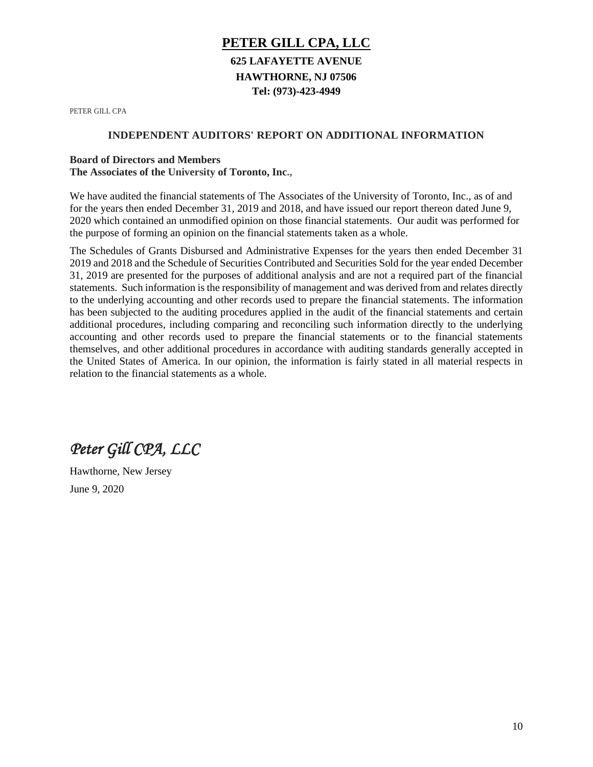# PETER GILL CPA, LLC

**625 LAFAYETTE AVENUE**
**HAWTHORNE, NJ 07506**
**Tel: (973)-423-4949**

PETER GILL CPA

## INDEPENDENT AUDITORS' REPORT ON ADDITIONAL INFORMATION

**Board of Directors and Members**
**The Associates of the University of Toronto, Inc.,**

We have audited the financial statements of The Associates of the University of Toronto, Inc., as of and for the years then ended December 31, 2019 and 2018, and have issued our report thereon dated June 9, 2020 which contained an unmodified opinion on those financial statements. Our audit was performed for the purpose of forming an opinion on the financial statements taken as a whole.

The Schedules of Grants Disbursed and Administrative Expenses for the years then ended December 31 2019 and 2018 and the Schedule of Securities Contributed and Securities Sold for the year ended December 31, 2019 are presented for the purposes of additional analysis and are not a required part of the financial statements. Such information is the responsibility of management and was derived from and relates directly to the underlying accounting and other records used to prepare the financial statements. The information has been subjected to the auditing procedures applied in the audit of the financial statements and certain additional procedures, including comparing and reconciling such information directly to the underlying accounting and other records used to prepare the financial statements or to the financial statements themselves, and other additional procedures in accordance with auditing standards generally accepted in the United States of America. In our opinion, the information is fairly stated in all material respects in relation to the financial statements as a whole.

*Peter Gill CPA, LLC*

Hawthorne, New Jersey

June 9, 2020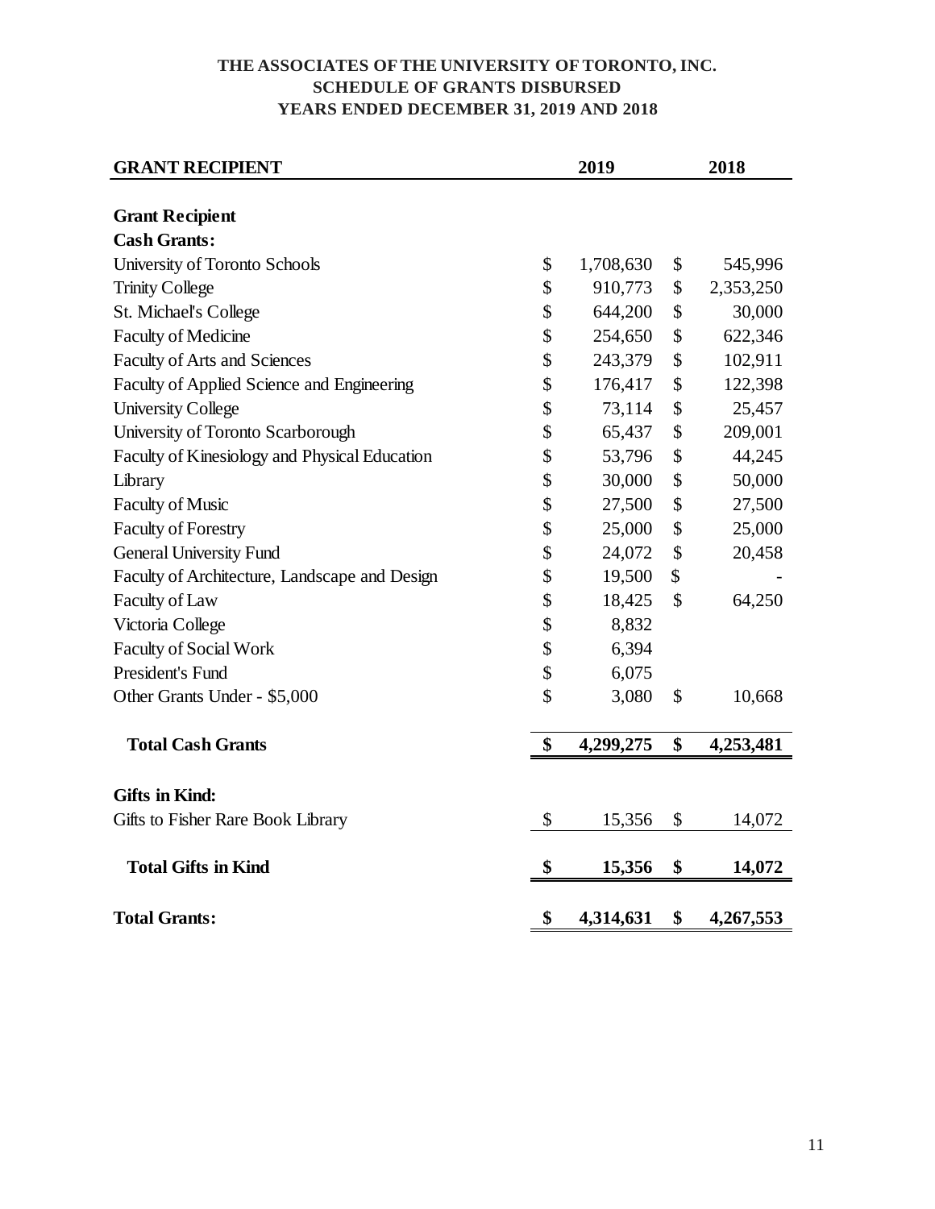# THE ASSOCIATES OF THE UNIVERSITY OF TORONTO, INC.
## SCHEDULE OF GRANTS DISBURSED
## YEARS ENDED DECEMBER 31, 2019 AND 2018

| GRANT RECIPIENT | 2019 | 2018 |
|---|---|---|
| **Grant Recipient** | | |
| **Cash Grants:** | | |
| University of Toronto Schools | $ 1,708,630 | $ 545,996 |
| Trinity College | $ 910,773 | $ 2,353,250 |
| St. Michael's College | $ 644,200 | $ 30,000 |
| Faculty of Medicine | $ 254,650 | $ 622,346 |
| Faculty of Arts and Sciences | $ 243,379 | $ 102,911 |
| Faculty of Applied Science and Engineering | $ 176,417 | $ 122,398 |
| University College | $ 73,114 | $ 25,457 |
| University of Toronto Scarborough | $ 65,437 | $ 209,001 |
| Faculty of Kinesiology and Physical Education | $ 53,796 | $ 44,245 |
| Library | $ 30,000 | $ 50,000 |
| Faculty of Music | $ 27,500 | $ 27,500 |
| Faculty of Forestry | $ 25,000 | $ 25,000 |
| General University Fund | $ 24,072 | $ 20,458 |
| Faculty of Architecture, Landscape and Design | $ 19,500 | $ - |
| Faculty of Law | $ 18,425 | $ 64,250 |
| Victoria College | $ 8,832 | |
| Faculty of Social Work | $ 6,394 | |
| President's Fund | $ 6,075 | |
| Other Grants Under - $5,000 | $ 3,080 | $ 10,668 |
| **Total Cash Grants** | **$ 4,299,275** | **$ 4,253,481** |
| **Gifts in Kind:** | | |
| Gifts to Fisher Rare Book Library | $ 15,356 | $ 14,072 |
| **Total Gifts in Kind** | **$ 15,356** | **$ 14,072** |
| **Total Grants:** | **$ 4,314,631** | **$ 4,267,553** |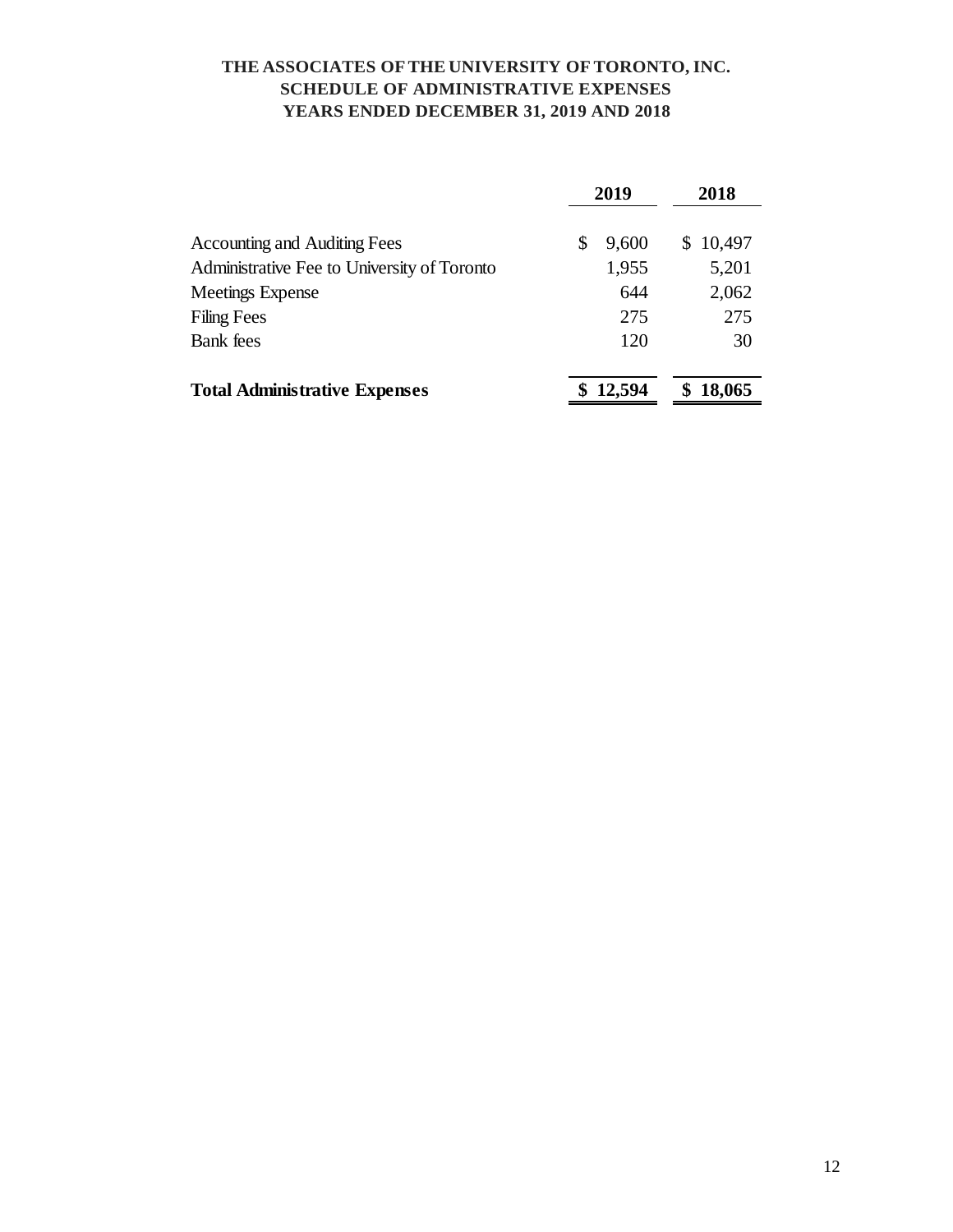# THE ASSOCIATES OF THE UNIVERSITY OF TORONTO, INC.
## SCHEDULE OF ADMINISTRATIVE EXPENSES
## YEARS ENDED DECEMBER 31, 2019 AND 2018

| | 2019 | 2018 |
|---|---|---|
| Accounting and Auditing Fees | $ 9,600 | $ 10,497 |
| Administrative Fee to University of Toronto | 1,955 | 5,201 |
| Meetings Expense | 644 | 2,062 |
| Filing Fees | 275 | 275 |
| Bank fees | 120 | 30 |
| **Total Administrative Expenses** | **$ 12,594** | **$ 18,065** |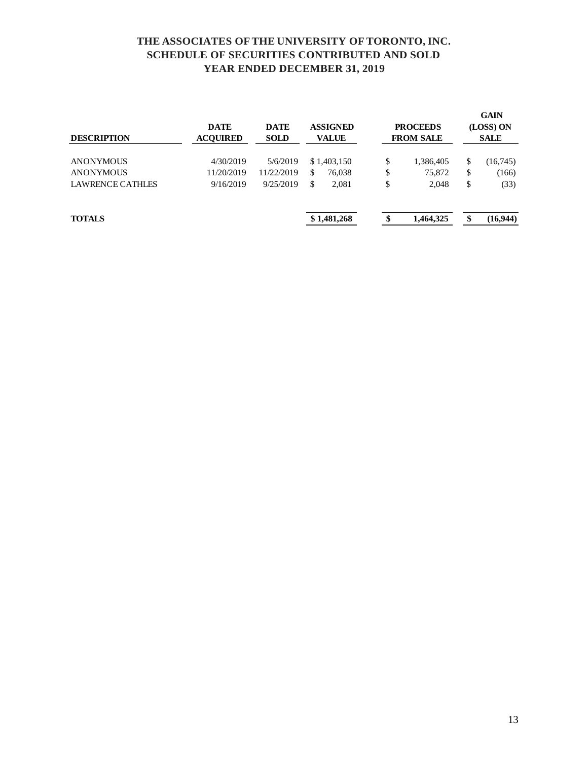# THE ASSOCIATES OF THE UNIVERSITY OF TORONTO, INC.
## SCHEDULE OF SECURITIES CONTRIBUTED AND SOLD
## YEAR ENDED DECEMBER 31, 2019

| DESCRIPTION | DATE ACQUIRED | DATE SOLD | ASSIGNED VALUE | PROCEEDS FROM SALE | GAIN (LOSS) ON SALE |
|---|---|---|---|---|---|
| ANONYMOUS | 4/30/2019 | 5/6/2019 | $ 1,403,150 | $ 1,386,405 | $ (16,745) |
| ANONYMOUS | 11/20/2019 | 11/22/2019 | $ 76,038 | $ 75,872 | $ (166) |
| LAWRENCE CATHLES | 9/16/2019 | 9/25/2019 | $ 2,081 | $ 2,048 | $ (33) |
| **TOTALS** | | | **$ 1,481,268** | **$ 1,464,325** | **$ (16,944)** |